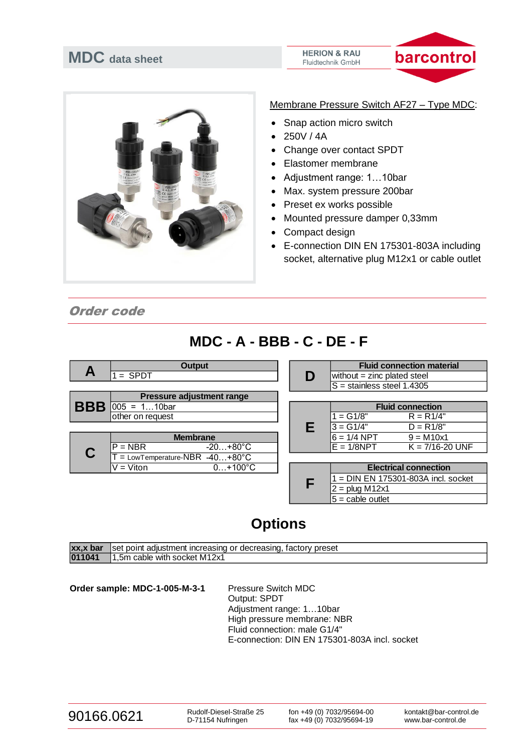# MDC data sheet

HERION & RAU
Fluidtechnik GmbH

barcontrol

Membrane Pressure Switch AF27 – Type MDC:

- Snap action micro switch
- 250V / 4A
- Change over contact SPDT
- Elastomer membrane
- Adjustment range: 1…10bar
- Max. system pressure 200bar
- Preset ex works possible
- Mounted pressure damper 0,33mm
- Compact design
- E-connection DIN EN 175301-803A including socket, alternative plug M12x1 or cable outlet

## *Order code*

### MDC - A - BBB - C - DE - F

| A | Output |
|---|---|
| | 1 = SPDT |

| BBB | Pressure adjustment range |
|---|---|
| | 005 = 1…10bar |
| | other on request |

| C | Membrane | |
|---|---|---|
| | P = NBR | -20…+80°C |
| | T = LowTemperature-NBR | -40…+80°C |
| | V = Viton | 0…+100°C |

| D | Fluid connection material |
|---|---|
| | without = zinc plated steel |
| | S = stainless steel 1.4305 |

| E | Fluid connection | |
|---|---|---|
| | 1 = G1/8" | R = R1/4" |
| | 3 = G1/4" | D = R1/8" |
| | 6 = 1/4 NPT | 9 = M10x1 |
| | E = 1/8NPT | K = 7/16-20 UNF |

| F | Electrical connection |
|---|---|
| | 1 = DIN EN 175301-803A incl. socket |
| | 2 = plug M12x1 |
| | 5 = cable outlet |

## Options

| | |
|---|---|
| **xx,x bar** | set point adjustment increasing or decreasing, factory preset |
| **011041** | 1,5m cable with socket M12x1 |

**Order sample: MDC-1-005-M-3-1**

Pressure Switch MDC
Output: SPDT
Adjustment range: 1…10bar
High pressure membrane: NBR
Fluid connection: male G1/4"
E-connection: DIN EN 175301-803A incl. socket

90166.0621

Rudolf-Diesel-Straße 25
D-71154 Nufringen

fon +49 (0) 7032/95694-00
fax +49 (0) 7032/95694-19

kontakt@bar-control.de
www.bar-control.de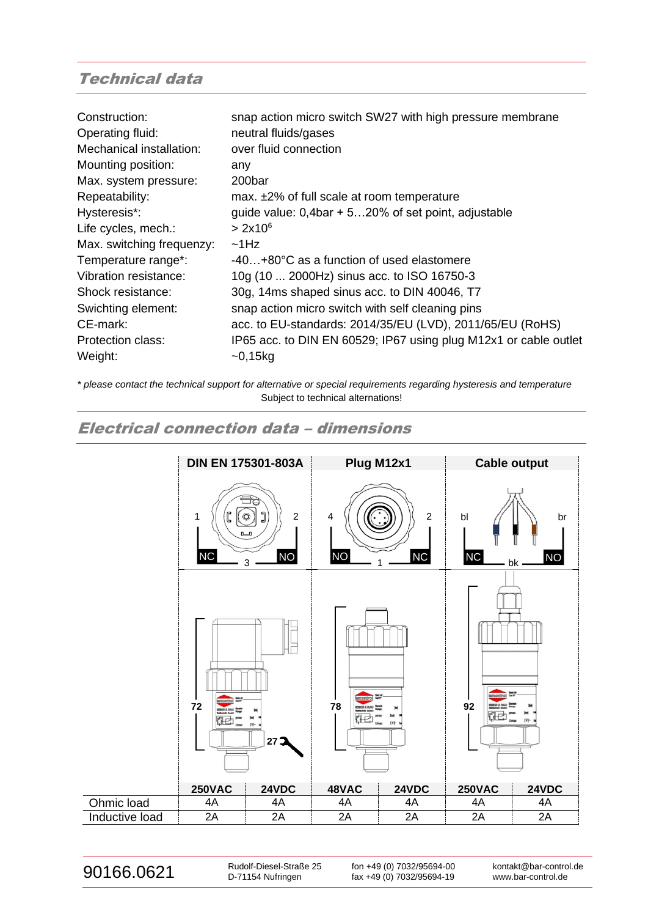## *Technical data*

| | |
|---|---|
| Construction: | snap action micro switch SW27 with high pressure membrane |
| Operating fluid: | neutral fluids/gases |
| Mechanical installation: | over fluid connection |
| Mounting position: | any |
| Max. system pressure: | 200bar |
| Repeatability: | max. ±2% of full scale at room temperature |
| Hysteresis*: | guide value: 0,4bar + 5…20% of set point, adjustable |
| Life cycles, mech.: | > $2x10^6$ |
| Max. switching frequenzy: | ~1Hz |
| Temperature range*: | -40…+80°C as a function of used elastomere |
| Vibration resistance: | 10g (10 ... 2000Hz) sinus acc. to ISO 16750-3 |
| Shock resistance: | 30g, 14ms shaped sinus acc. to DIN 40046, T7 |
| Swichting element: | snap action micro switch with self cleaning pins |
| CE-mark: | acc. to EU-standards: 2014/35/EU (LVD), 2011/65/EU (RoHS) |
| Protection class: | IP65 acc. to DIN EN 60529; IP67 using plug M12x1 or cable outlet |
| Weight: | ~0,15kg |

*\* please contact the technical support for alternative or special requirements regarding hysteresis and temperature*

Subject to technical alternations!

## *Electrical connection data – dimensions*

DIN EN 175301-803A

1 2 NC 3 NO

72

27

Plug M12x1

4 2 NO 1 NC

78

Cable output

bl br NC bk NO

92

| | DIN EN 175301-803A | | Plug M12x1 | | Cable output | |
|---|---|---|---|---|---|---|
| | **250VAC** | **24VDC** | **48VAC** | **24VDC** | **250VAC** | **24VDC** |
| Ohmic load | 4A | 4A | 4A | 4A | 4A | 4A |
| Inductive load | 2A | 2A | 2A | 2A | 2A | 2A |

90166.0621

Rudolf-Diesel-Straße 25
D-71154 Nufringen

fon +49 (0) 7032/95694-00
fax +49 (0) 7032/95694-19

kontakt@bar-control.de
www.bar-control.de